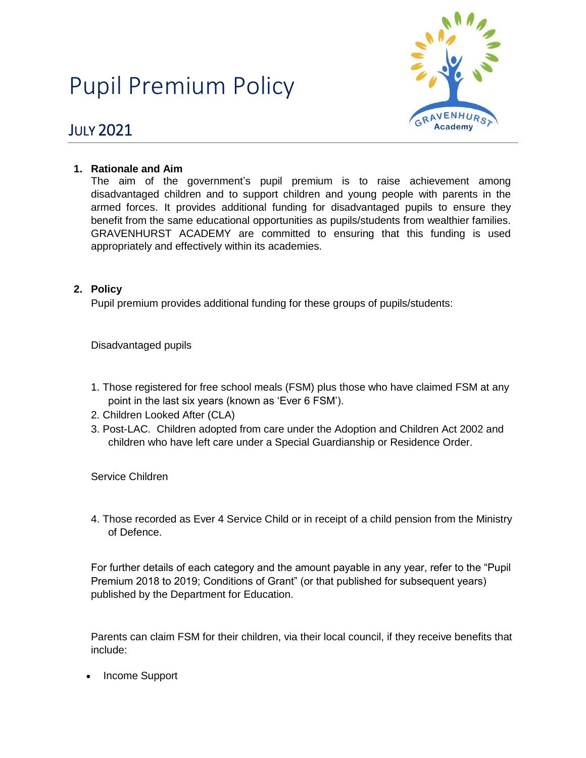# Pupil Premium Policy

## JULY 2021

**1. Rationale and Aim**

The aim of the government's pupil premium is to raise achievement among disadvantaged children and to support children and young people with parents in the armed forces. It provides additional funding for disadvantaged pupils to ensure they benefit from the same educational opportunities as pupils/students from wealthier families. GRAVENHURST ACADEMY are committed to ensuring that this funding is used appropriately and effectively within its academies.

**2. Policy**

Pupil premium provides additional funding for these groups of pupils/students:

Disadvantaged pupils

1. Those registered for free school meals (FSM) plus those who have claimed FSM at any point in the last six years (known as 'Ever 6 FSM').
2. Children Looked After (CLA)
3. Post-LAC. Children adopted from care under the Adoption and Children Act 2002 and children who have left care under a Special Guardianship or Residence Order.

Service Children

4. Those recorded as Ever 4 Service Child or in receipt of a child pension from the Ministry of Defence.

For further details of each category and the amount payable in any year, refer to the "Pupil Premium 2018 to 2019; Conditions of Grant" (or that published for subsequent years) published by the Department for Education.

Parents can claim FSM for their children, via their local council, if they receive benefits that include:

- Income Support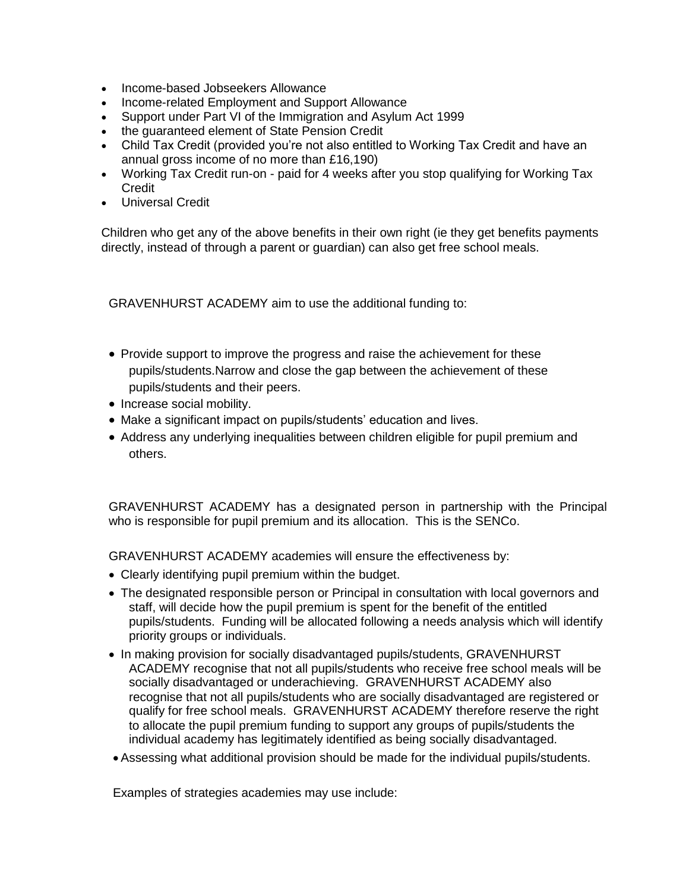- Income-based Jobseekers Allowance
- Income-related Employment and Support Allowance
- Support under Part VI of the Immigration and Asylum Act 1999
- the guaranteed element of State Pension Credit
- Child Tax Credit (provided you're not also entitled to Working Tax Credit and have an annual gross income of no more than £16,190)
- Working Tax Credit run-on - paid for 4 weeks after you stop qualifying for Working Tax Credit
- Universal Credit

Children who get any of the above benefits in their own right (ie they get benefits payments directly, instead of through a parent or guardian) can also get free school meals.

GRAVENHURST ACADEMY aim to use the additional funding to:

- Provide support to improve the progress and raise the achievement for these pupils/students.Narrow and close the gap between the achievement of these pupils/students and their peers.
- Increase social mobility.
- Make a significant impact on pupils/students' education and lives.
- Address any underlying inequalities between children eligible for pupil premium and others.

GRAVENHURST ACADEMY has a designated person in partnership with the Principal who is responsible for pupil premium and its allocation. This is the SENCo.

GRAVENHURST ACADEMY academies will ensure the effectiveness by:

- Clearly identifying pupil premium within the budget.
- The designated responsible person or Principal in consultation with local governors and staff, will decide how the pupil premium is spent for the benefit of the entitled pupils/students. Funding will be allocated following a needs analysis which will identify priority groups or individuals.
- In making provision for socially disadvantaged pupils/students, GRAVENHURST ACADEMY recognise that not all pupils/students who receive free school meals will be socially disadvantaged or underachieving. GRAVENHURST ACADEMY also recognise that not all pupils/students who are socially disadvantaged are registered or qualify for free school meals. GRAVENHURST ACADEMY therefore reserve the right to allocate the pupil premium funding to support any groups of pupils/students the individual academy has legitimately identified as being socially disadvantaged.
- Assessing what additional provision should be made for the individual pupils/students.

Examples of strategies academies may use include: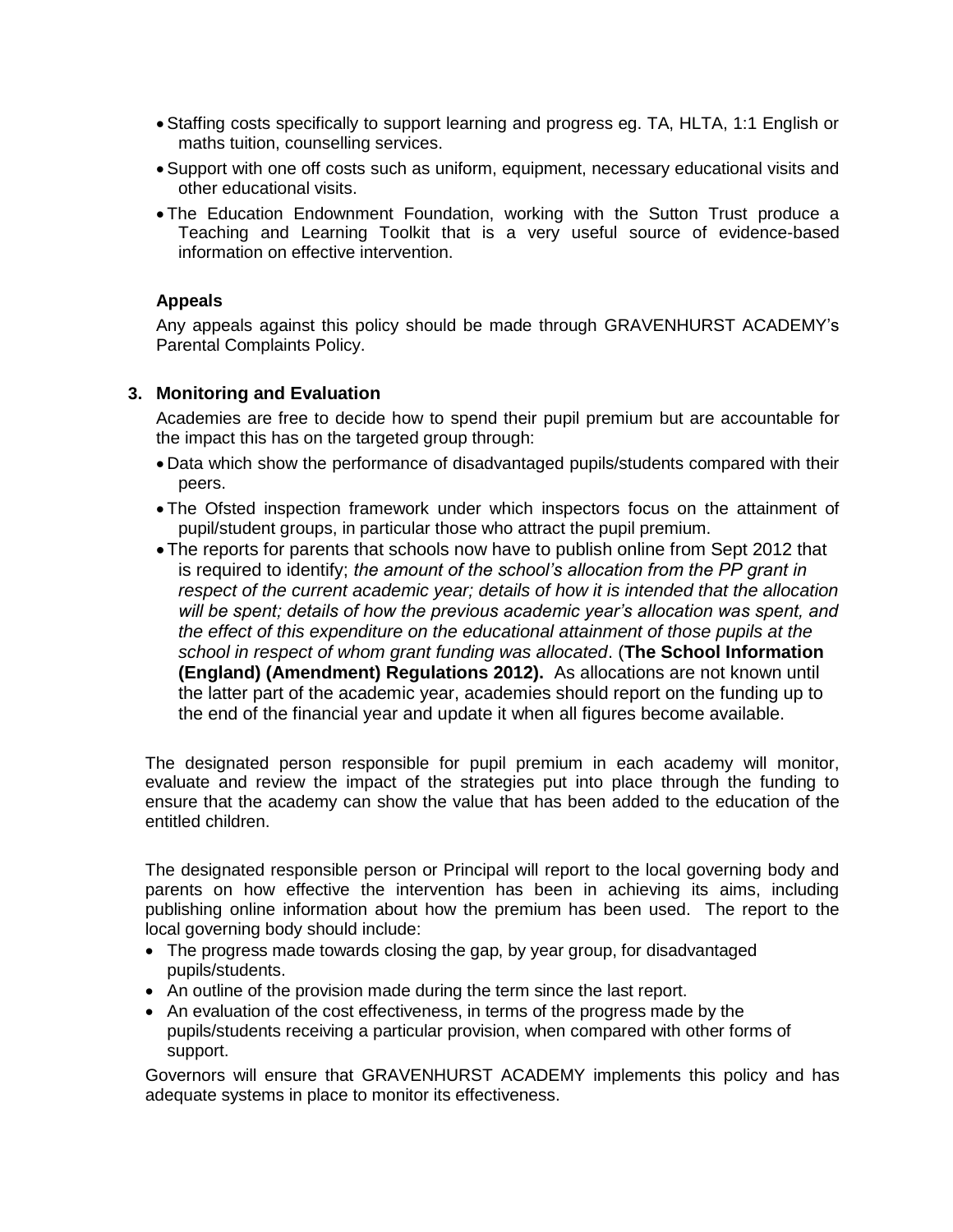- Staffing costs specifically to support learning and progress eg. TA, HLTA, 1:1 English or maths tuition, counselling services.
- Support with one off costs such as uniform, equipment, necessary educational visits and other educational visits.
- The Education Endownment Foundation, working with the Sutton Trust produce a Teaching and Learning Toolkit that is a very useful source of evidence-based information on effective intervention.

**Appeals**

Any appeals against this policy should be made through GRAVENHURST ACADEMY's Parental Complaints Policy.

### 3. Monitoring and Evaluation

Academies are free to decide how to spend their pupil premium but are accountable for the impact this has on the targeted group through:

- Data which show the performance of disadvantaged pupils/students compared with their peers.
- The Ofsted inspection framework under which inspectors focus on the attainment of pupil/student groups, in particular those who attract the pupil premium.
- The reports for parents that schools now have to publish online from Sept 2012 that is required to identify; *the amount of the school's allocation from the PP grant in respect of the current academic year; details of how it is intended that the allocation will be spent; details of how the previous academic year's allocation was spent, and the effect of this expenditure on the educational attainment of those pupils at the school in respect of whom grant funding was allocated*. (**The School Information (England) (Amendment) Regulations 2012).** As allocations are not known until the latter part of the academic year, academies should report on the funding up to the end of the financial year and update it when all figures become available.

The designated person responsible for pupil premium in each academy will monitor, evaluate and review the impact of the strategies put into place through the funding to ensure that the academy can show the value that has been added to the education of the entitled children.

The designated responsible person or Principal will report to the local governing body and parents on how effective the intervention has been in achieving its aims, including publishing online information about how the premium has been used. The report to the local governing body should include:

- The progress made towards closing the gap, by year group, for disadvantaged pupils/students.
- An outline of the provision made during the term since the last report.
- An evaluation of the cost effectiveness, in terms of the progress made by the pupils/students receiving a particular provision, when compared with other forms of support.

Governors will ensure that GRAVENHURST ACADEMY implements this policy and has adequate systems in place to monitor its effectiveness.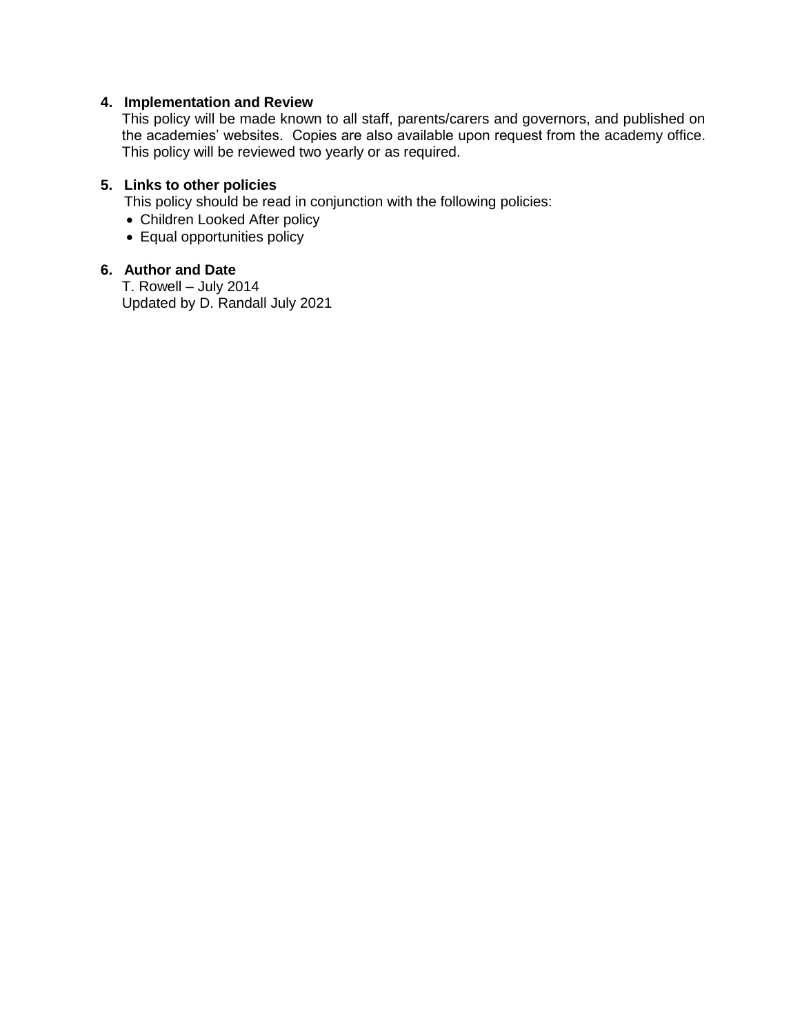## 4. Implementation and Review

This policy will be made known to all staff, parents/carers and governors, and published on the academies' websites. Copies are also available upon request from the academy office. This policy will be reviewed two yearly or as required.

## 5. Links to other policies

This policy should be read in conjunction with the following policies:

- Children Looked After policy
- Equal opportunities policy

## 6. Author and Date

T. Rowell – July 2014
Updated by D. Randall July 2021